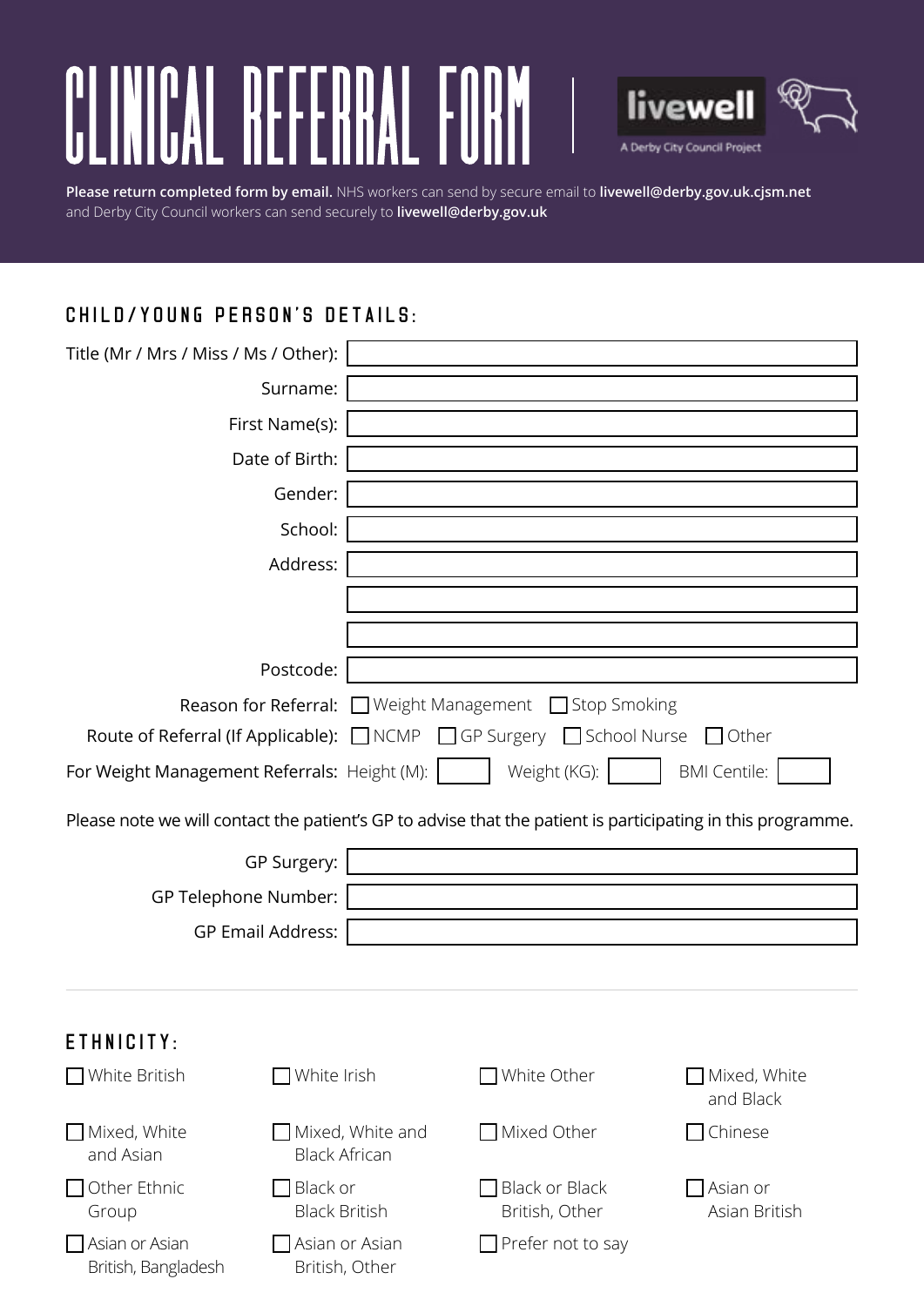# CLINICAL REFERRAL FORM

livewell

A Derby City Council Project

**Please return completed form by email.** NHS workers can send by secure email to **livewell@derby.gov.uk.cjsm.net** and Derby City Council workers can send securely to **livewell@derby.gov.uk**

## CHILD/YOUNG PERSON'S DETAILS:

Title (Mr / Mrs / Miss / Ms / Other):

Surname:

First Name(s):

Date of Birth:

Gender:

School:

Address:

Postcode:

Reason for Referral: ☐ Weight Management ☐ Stop Smoking

Route of Referral (If Applicable): ☐ NCMP ☐ GP Surgery ☐ School Nurse ☐ Other

For Weight Management Referrals: Height (M): Weight (KG): BMI Centile:

Please note we will contact the patient's GP to advise that the patient is participating in this programme.

GP Surgery:

GP Telephone Number:

GP Email Address:

## ETHNICITY:

☐ White British
☐ White Irish
☐ White Other
☐ Mixed, White and Black
☐ Mixed, White and Asian
☐ Mixed, White and Black African
☐ Mixed Other
☐ Chinese
☐ Other Ethnic Group
☐ Black or Black British
☐ Black or Black British, Other
☐ Asian or Asian British
☐ Asian or Asian British, Bangladesh
☐ Asian or Asian British, Other
☐ Prefer not to say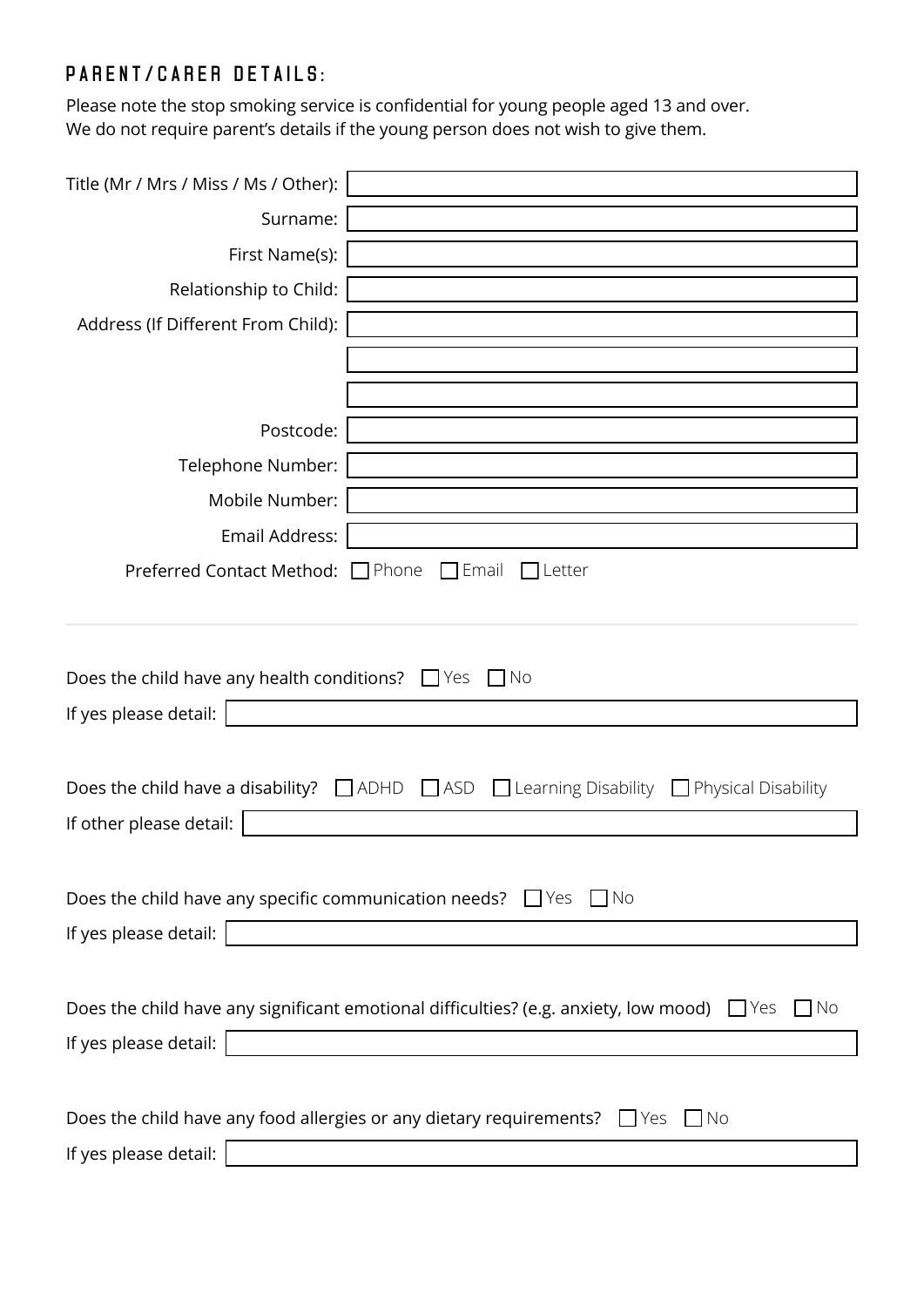## PARENT/CARER DETAILS:

Please note the stop smoking service is confidential for young people aged 13 and over.
We do not require parent's details if the young person does not wish to give them.

Title (Mr / Mrs / Miss / Ms / Other):

Surname:

First Name(s):

Relationship to Child:

Address (If Different From Child):

Postcode:

Telephone Number:

Mobile Number:

Email Address:

Preferred Contact Method: ☐ Phone ☐ Email ☐ Letter

---

Does the child have any health conditions? ☐ Yes ☐ No

If yes please detail:

Does the child have a disability? ☐ ADHD ☐ ASD ☐ Learning Disability ☐ Physical Disability

If other please detail:

Does the child have any specific communication needs? ☐ Yes ☐ No

If yes please detail:

Does the child have any significant emotional difficulties? (e.g. anxiety, low mood) ☐ Yes ☐ No

If yes please detail:

Does the child have any food allergies or any dietary requirements? ☐ Yes ☐ No

If yes please detail: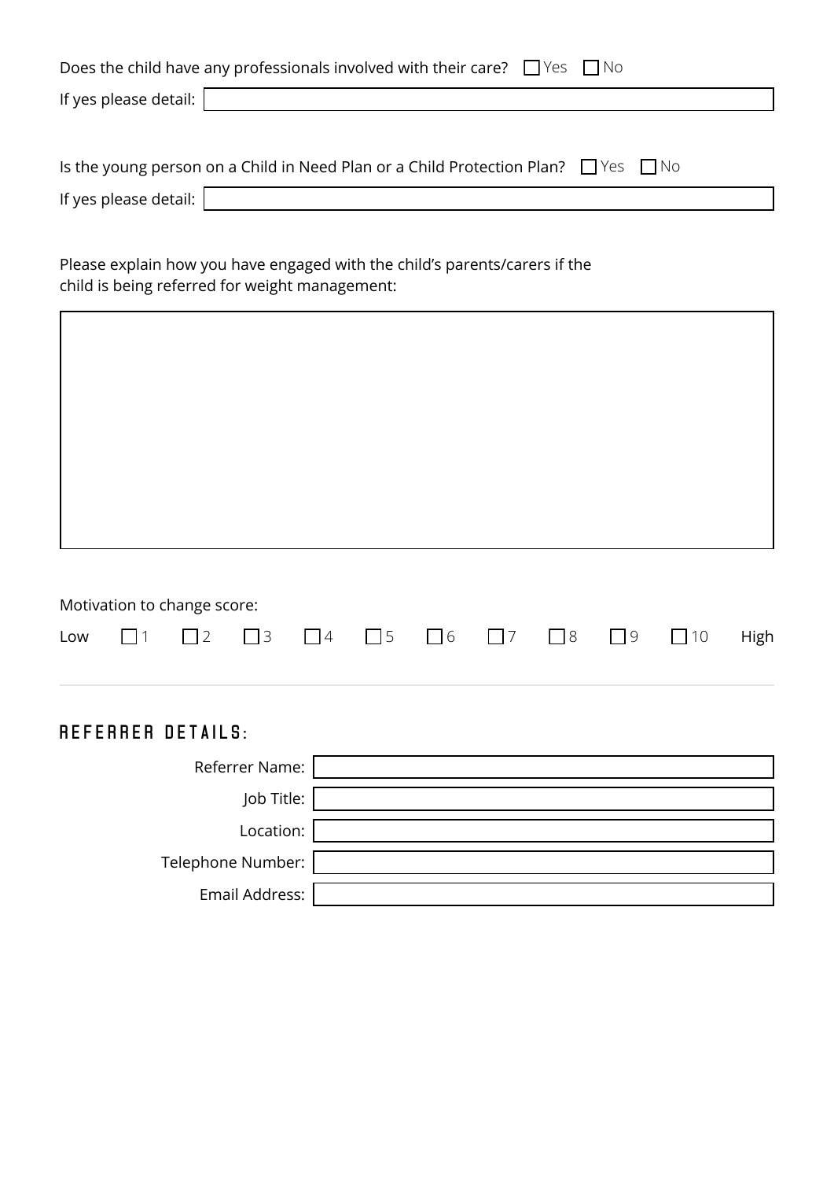Does the child have any professionals involved with their care? ☐ Yes ☐ No

If yes please detail:

Is the young person on a Child in Need Plan or a Child Protection Plan? ☐ Yes ☐ No

If yes please detail:

Please explain how you have engaged with the child's parents/carers if the child is being referred for weight management:

Motivation to change score:

Low ☐ 1 ☐ 2 ☐ 3 ☐ 4 ☐ 5 ☐ 6 ☐ 7 ☐ 8 ☐ 9 ☐ 10 High

---

## REFERRER DETAILS:

Referrer Name:

Job Title:

Location:

Telephone Number:

Email Address: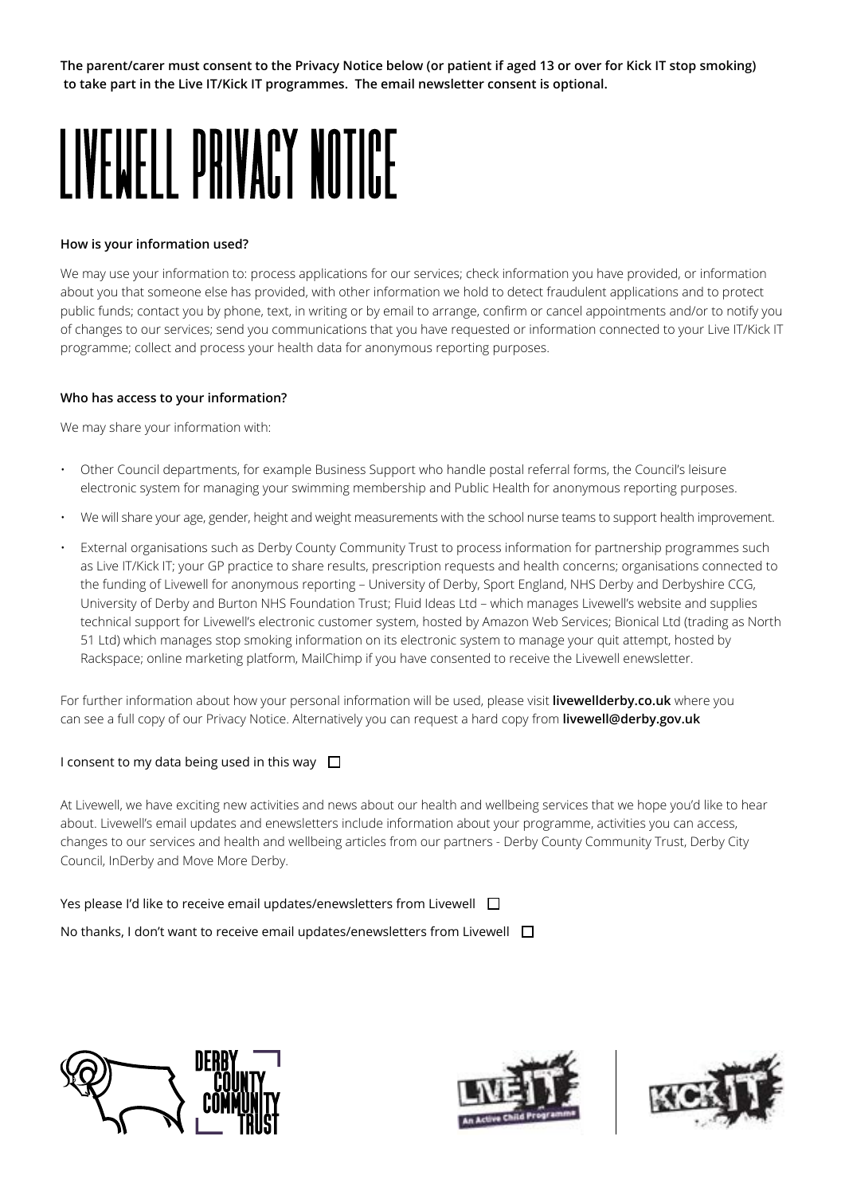**The parent/carer must consent to the Privacy Notice below (or patient if aged 13 or over for Kick IT stop smoking) to take part in the Live IT/Kick IT programmes. The email newsletter consent is optional.**

# LIVEWELL PRIVACY NOTICE

**How is your information used?**

We may use your information to: process applications for our services; check information you have provided, or information about you that someone else has provided, with other information we hold to detect fraudulent applications and to protect public funds; contact you by phone, text, in writing or by email to arrange, confirm or cancel appointments and/or to notify you of changes to our services; send you communications that you have requested or information connected to your Live IT/Kick IT programme; collect and process your health data for anonymous reporting purposes.

**Who has access to your information?**

We may share your information with:

- Other Council departments, for example Business Support who handle postal referral forms, the Council's leisure electronic system for managing your swimming membership and Public Health for anonymous reporting purposes.
- We will share your age, gender, height and weight measurements with the school nurse teams to support health improvement.
- External organisations such as Derby County Community Trust to process information for partnership programmes such as Live IT/Kick IT; your GP practice to share results, prescription requests and health concerns; organisations connected to the funding of Livewell for anonymous reporting – University of Derby, Sport England, NHS Derby and Derbyshire CCG, University of Derby and Burton NHS Foundation Trust; Fluid Ideas Ltd – which manages Livewell's website and supplies technical support for Livewell's electronic customer system, hosted by Amazon Web Services; Bionical Ltd (trading as North 51 Ltd) which manages stop smoking information on its electronic system to manage your quit attempt, hosted by Rackspace; online marketing platform, MailChimp if you have consented to receive the Livewell enewsletter.

For further information about how your personal information will be used, please visit **livewellderby.co.uk** where you can see a full copy of our Privacy Notice. Alternatively you can request a hard copy from **livewell@derby.gov.uk**

I consent to my data being used in this way ☐

At Livewell, we have exciting new activities and news about our health and wellbeing services that we hope you'd like to hear about. Livewell's email updates and enewsletters include information about your programme, activities you can access, changes to our services and health and wellbeing articles from our partners - Derby County Community Trust, Derby City Council, InDerby and Move More Derby.

Yes please I'd like to receive email updates/enewsletters from Livewell ☐

No thanks, I don't want to receive email updates/enewsletters from Livewell ☐